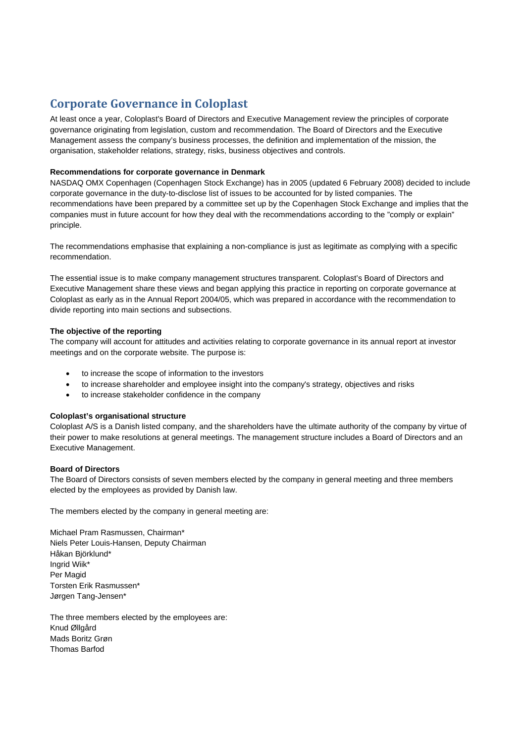# Corporate Governance in Coloplast

At least once a year, Coloplast's Board of Directors and Executive Management review the principles of corporate governance originating from legislation, custom and recommendation. The Board of Directors and the Executive Management assess the company's business processes, the definition and implementation of the mission, the organisation, stakeholder relations, strategy, risks, business objectives and controls.

**Recommendations for corporate governance in Denmark**

NASDAQ OMX Copenhagen (Copenhagen Stock Exchange) has in 2005 (updated 6 February 2008) decided to include corporate governance in the duty-to-disclose list of issues to be accounted for by listed companies. The recommendations have been prepared by a committee set up by the Copenhagen Stock Exchange and implies that the companies must in future account for how they deal with the recommendations according to the "comply or explain" principle.

The recommendations emphasise that explaining a non-compliance is just as legitimate as complying with a specific recommendation.

The essential issue is to make company management structures transparent. Coloplast's Board of Directors and Executive Management share these views and began applying this practice in reporting on corporate governance at Coloplast as early as in the Annual Report 2004/05, which was prepared in accordance with the recommendation to divide reporting into main sections and subsections.

**The objective of the reporting**

The company will account for attitudes and activities relating to corporate governance in its annual report at investor meetings and on the corporate website. The purpose is:

- to increase the scope of information to the investors
- to increase shareholder and employee insight into the company's strategy, objectives and risks
- to increase stakeholder confidence in the company

**Coloplast's organisational structure**

Coloplast A/S is a Danish listed company, and the shareholders have the ultimate authority of the company by virtue of their power to make resolutions at general meetings. The management structure includes a Board of Directors and an Executive Management.

**Board of Directors**

The Board of Directors consists of seven members elected by the company in general meeting and three members elected by the employees as provided by Danish law.

The members elected by the company in general meeting are:

Michael Pram Rasmussen, Chairman*
Niels Peter Louis-Hansen, Deputy Chairman
Håkan Björklund*
Ingrid Wiik*
Per Magid
Torsten Erik Rasmussen*
Jørgen Tang-Jensen*

The three members elected by the employees are:
Knud Øllgård
Mads Boritz Grøn
Thomas Barfod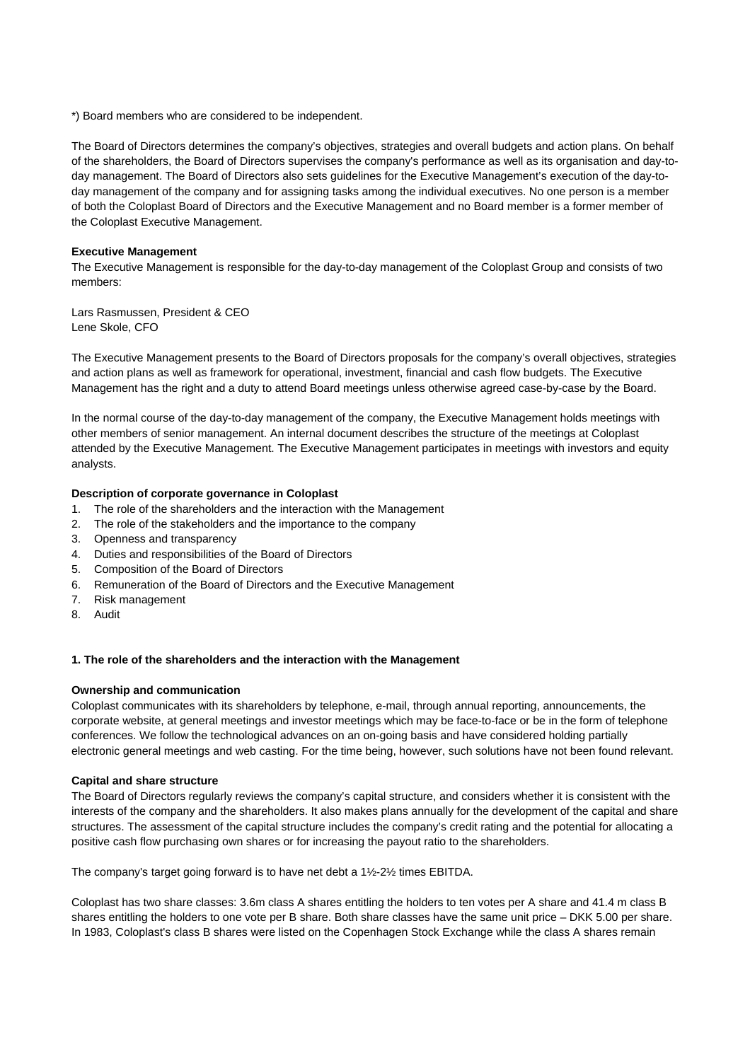*) Board members who are considered to be independent.

The Board of Directors determines the company's objectives, strategies and overall budgets and action plans. On behalf of the shareholders, the Board of Directors supervises the company's performance as well as its organisation and day-to-day management. The Board of Directors also sets guidelines for the Executive Management's execution of the day-to-day management of the company and for assigning tasks among the individual executives. No one person is a member of both the Coloplast Board of Directors and the Executive Management and no Board member is a former member of the Coloplast Executive Management.

**Executive Management**

The Executive Management is responsible for the day-to-day management of the Coloplast Group and consists of two members:

Lars Rasmussen, President & CEO
Lene Skole, CFO

The Executive Management presents to the Board of Directors proposals for the company's overall objectives, strategies and action plans as well as framework for operational, investment, financial and cash flow budgets. The Executive Management has the right and a duty to attend Board meetings unless otherwise agreed case-by-case by the Board.

In the normal course of the day-to-day management of the company, the Executive Management holds meetings with other members of senior management. An internal document describes the structure of the meetings at Coloplast attended by the Executive Management. The Executive Management participates in meetings with investors and equity analysts.

**Description of corporate governance in Coloplast**

1. The role of the shareholders and the interaction with the Management
2. The role of the stakeholders and the importance to the company
3. Openness and transparency
4. Duties and responsibilities of the Board of Directors
5. Composition of the Board of Directors
6. Remuneration of the Board of Directors and the Executive Management
7. Risk management
8. Audit

## 1. The role of the shareholders and the interaction with the Management

**Ownership and communication**

Coloplast communicates with its shareholders by telephone, e-mail, through annual reporting, announcements, the corporate website, at general meetings and investor meetings which may be face-to-face or be in the form of telephone conferences. We follow the technological advances on an on-going basis and have considered holding partially electronic general meetings and web casting. For the time being, however, such solutions have not been found relevant.

**Capital and share structure**

The Board of Directors regularly reviews the company's capital structure, and considers whether it is consistent with the interests of the company and the shareholders. It also makes plans annually for the development of the capital and share structures. The assessment of the capital structure includes the company's credit rating and the potential for allocating a positive cash flow purchasing own shares or for increasing the payout ratio to the shareholders.

The company's target going forward is to have net debt a 1½-2½ times EBITDA.

Coloplast has two share classes: 3.6m class A shares entitling the holders to ten votes per A share and 41.4 m class B shares entitling the holders to one vote per B share. Both share classes have the same unit price – DKK 5.00 per share. In 1983, Coloplast's class B shares were listed on the Copenhagen Stock Exchange while the class A shares remain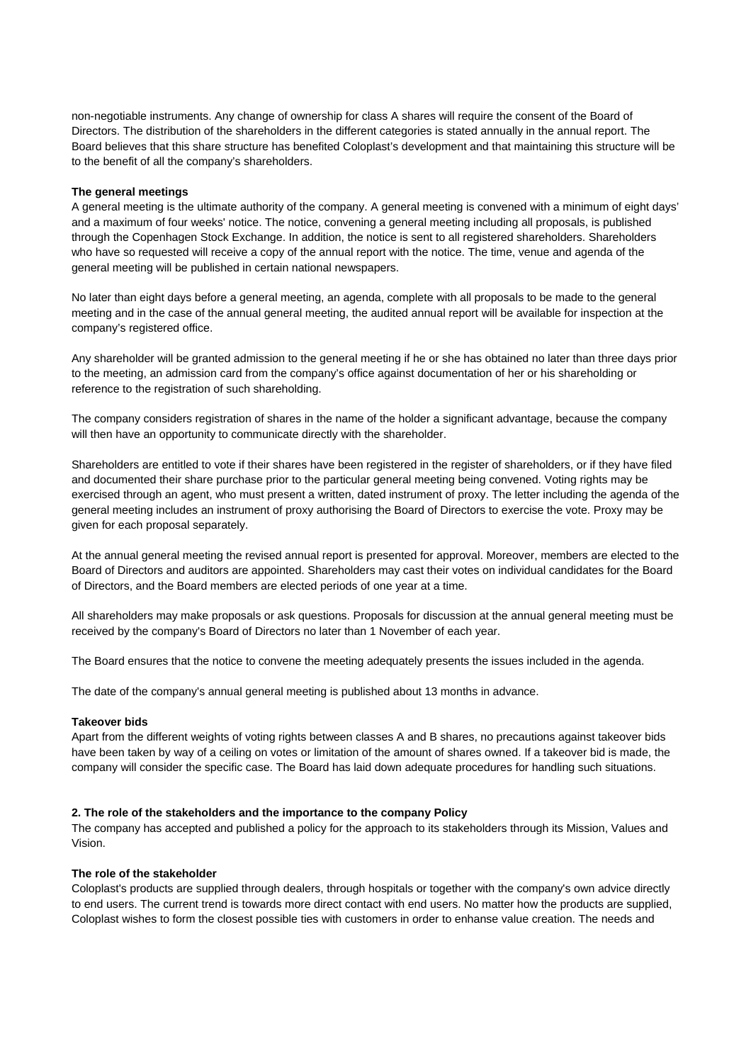non-negotiable instruments. Any change of ownership for class A shares will require the consent of the Board of Directors. The distribution of the shareholders in the different categories is stated annually in the annual report. The Board believes that this share structure has benefited Coloplast's development and that maintaining this structure will be to the benefit of all the company's shareholders.

**The general meetings**

A general meeting is the ultimate authority of the company. A general meeting is convened with a minimum of eight days' and a maximum of four weeks' notice. The notice, convening a general meeting including all proposals, is published through the Copenhagen Stock Exchange. In addition, the notice is sent to all registered shareholders. Shareholders who have so requested will receive a copy of the annual report with the notice. The time, venue and agenda of the general meeting will be published in certain national newspapers.

No later than eight days before a general meeting, an agenda, complete with all proposals to be made to the general meeting and in the case of the annual general meeting, the audited annual report will be available for inspection at the company's registered office.

Any shareholder will be granted admission to the general meeting if he or she has obtained no later than three days prior to the meeting, an admission card from the company's office against documentation of her or his shareholding or reference to the registration of such shareholding.

The company considers registration of shares in the name of the holder a significant advantage, because the company will then have an opportunity to communicate directly with the shareholder.

Shareholders are entitled to vote if their shares have been registered in the register of shareholders, or if they have filed and documented their share purchase prior to the particular general meeting being convened. Voting rights may be exercised through an agent, who must present a written, dated instrument of proxy. The letter including the agenda of the general meeting includes an instrument of proxy authorising the Board of Directors to exercise the vote. Proxy may be given for each proposal separately.

At the annual general meeting the revised annual report is presented for approval. Moreover, members are elected to the Board of Directors and auditors are appointed. Shareholders may cast their votes on individual candidates for the Board of Directors, and the Board members are elected periods of one year at a time.

All shareholders may make proposals or ask questions. Proposals for discussion at the annual general meeting must be received by the company's Board of Directors no later than 1 November of each year.

The Board ensures that the notice to convene the meeting adequately presents the issues included in the agenda.

The date of the company's annual general meeting is published about 13 months in advance.

**Takeover bids**

Apart from the different weights of voting rights between classes A and B shares, no precautions against takeover bids have been taken by way of a ceiling on votes or limitation of the amount of shares owned. If a takeover bid is made, the company will consider the specific case. The Board has laid down adequate procedures for handling such situations.

**2. The role of the stakeholders and the importance to the company Policy**

The company has accepted and published a policy for the approach to its stakeholders through its Mission, Values and Vision.

**The role of the stakeholder**

Coloplast's products are supplied through dealers, through hospitals or together with the company's own advice directly to end users. The current trend is towards more direct contact with end users. No matter how the products are supplied, Coloplast wishes to form the closest possible ties with customers in order to enhanse value creation. The needs and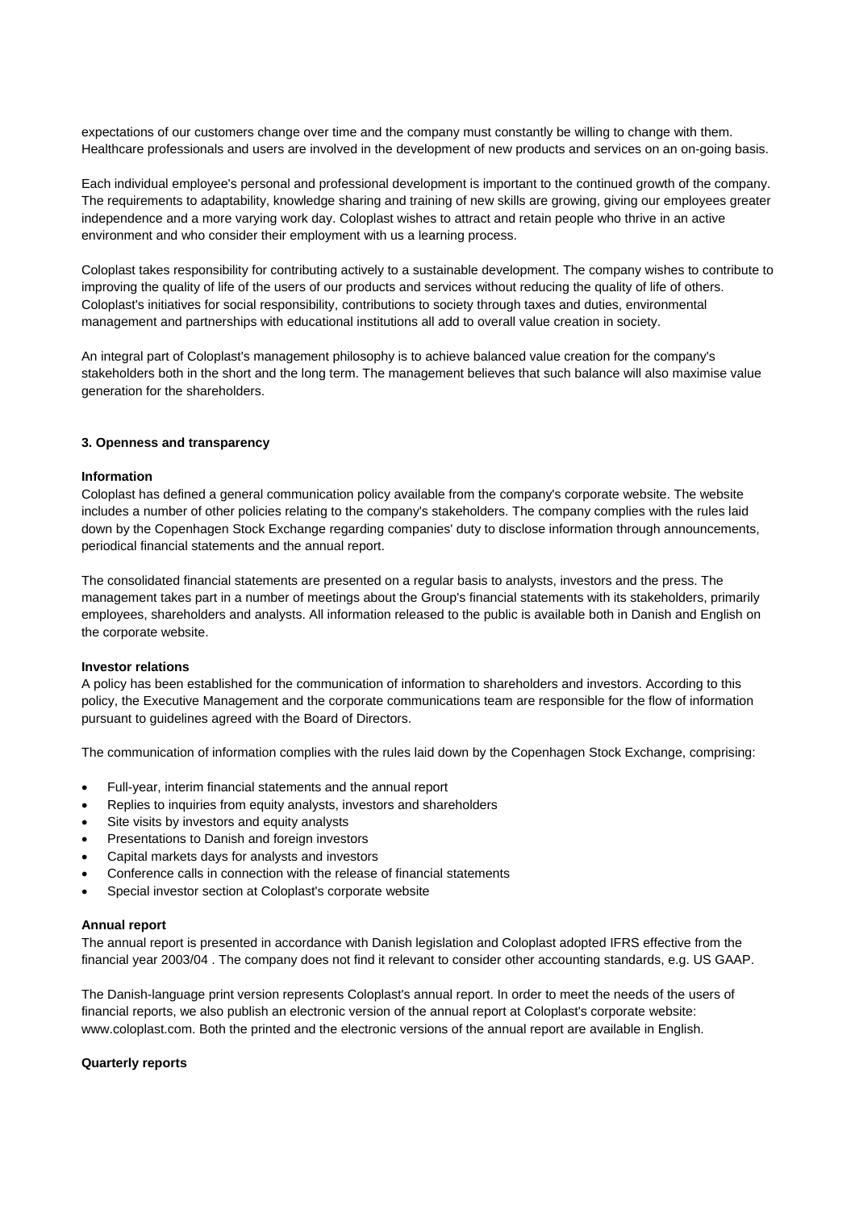expectations of our customers change over time and the company must constantly be willing to change with them. Healthcare professionals and users are involved in the development of new products and services on an on-going basis.

Each individual employee's personal and professional development is important to the continued growth of the company. The requirements to adaptability, knowledge sharing and training of new skills are growing, giving our employees greater independence and a more varying work day. Coloplast wishes to attract and retain people who thrive in an active environment and who consider their employment with us a learning process.

Coloplast takes responsibility for contributing actively to a sustainable development. The company wishes to contribute to improving the quality of life of the users of our products and services without reducing the quality of life of others. Coloplast's initiatives for social responsibility, contributions to society through taxes and duties, environmental management and partnerships with educational institutions all add to overall value creation in society.

An integral part of Coloplast's management philosophy is to achieve balanced value creation for the company's stakeholders both in the short and the long term. The management believes that such balance will also maximise value generation for the shareholders.

### 3. Openness and transparency

**Information**

Coloplast has defined a general communication policy available from the company's corporate website. The website includes a number of other policies relating to the company's stakeholders. The company complies with the rules laid down by the Copenhagen Stock Exchange regarding companies' duty to disclose information through announcements, periodical financial statements and the annual report.

The consolidated financial statements are presented on a regular basis to analysts, investors and the press. The management takes part in a number of meetings about the Group's financial statements with its stakeholders, primarily employees, shareholders and analysts. All information released to the public is available both in Danish and English on the corporate website.

**Investor relations**

A policy has been established for the communication of information to shareholders and investors. According to this policy, the Executive Management and the corporate communications team are responsible for the flow of information pursuant to guidelines agreed with the Board of Directors.

The communication of information complies with the rules laid down by the Copenhagen Stock Exchange, comprising:

- Full-year, interim financial statements and the annual report
- Replies to inquiries from equity analysts, investors and shareholders
- Site visits by investors and equity analysts
- Presentations to Danish and foreign investors
- Capital markets days for analysts and investors
- Conference calls in connection with the release of financial statements
- Special investor section at Coloplast's corporate website

**Annual report**

The annual report is presented in accordance with Danish legislation and Coloplast adopted IFRS effective from the financial year 2003/04 . The company does not find it relevant to consider other accounting standards, e.g. US GAAP.

The Danish-language print version represents Coloplast's annual report. In order to meet the needs of the users of financial reports, we also publish an electronic version of the annual report at Coloplast's corporate website: www.coloplast.com. Both the printed and the electronic versions of the annual report are available in English.

**Quarterly reports**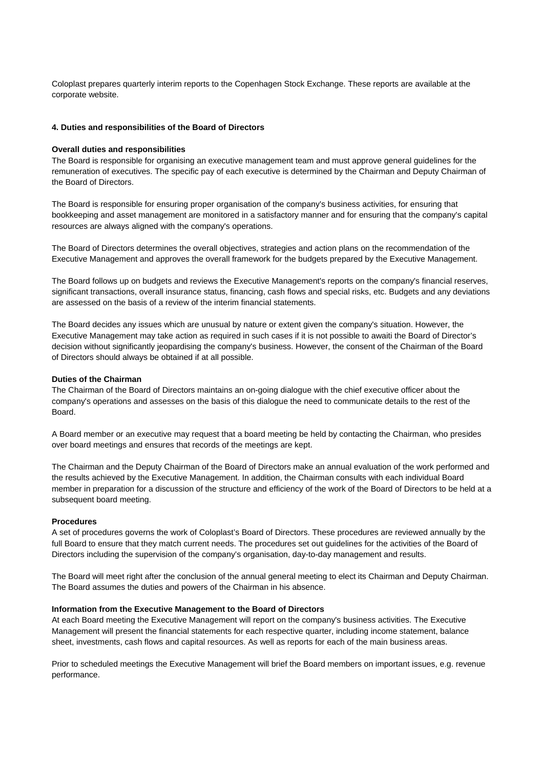Coloplast prepares quarterly interim reports to the Copenhagen Stock Exchange. These reports are available at the corporate website.

## 4. Duties and responsibilities of the Board of Directors

### Overall duties and responsibilities

The Board is responsible for organising an executive management team and must approve general guidelines for the remuneration of executives. The specific pay of each executive is determined by the Chairman and Deputy Chairman of the Board of Directors.

The Board is responsible for ensuring proper organisation of the company's business activities, for ensuring that bookkeeping and asset management are monitored in a satisfactory manner and for ensuring that the company's capital resources are always aligned with the company's operations.

The Board of Directors determines the overall objectives, strategies and action plans on the recommendation of the Executive Management and approves the overall framework for the budgets prepared by the Executive Management.

The Board follows up on budgets and reviews the Executive Management's reports on the company's financial reserves, significant transactions, overall insurance status, financing, cash flows and special risks, etc. Budgets and any deviations are assessed on the basis of a review of the interim financial statements.

The Board decides any issues which are unusual by nature or extent given the company's situation. However, the Executive Management may take action as required in such cases if it is not possible to awaiti the Board of Director's decision without significantly jeopardising the company's business. However, the consent of the Chairman of the Board of Directors should always be obtained if at all possible.

### Duties of the Chairman

The Chairman of the Board of Directors maintains an on-going dialogue with the chief executive officer about the company's operations and assesses on the basis of this dialogue the need to communicate details to the rest of the Board.

A Board member or an executive may request that a board meeting be held by contacting the Chairman, who presides over board meetings and ensures that records of the meetings are kept.

The Chairman and the Deputy Chairman of the Board of Directors make an annual evaluation of the work performed and the results achieved by the Executive Management. In addition, the Chairman consults with each individual Board member in preparation for a discussion of the structure and efficiency of the work of the Board of Directors to be held at a subsequent board meeting.

### Procedures

A set of procedures governs the work of Coloplast's Board of Directors. These procedures are reviewed annually by the full Board to ensure that they match current needs. The procedures set out guidelines for the activities of the Board of Directors including the supervision of the company's organisation, day-to-day management and results.

The Board will meet right after the conclusion of the annual general meeting to elect its Chairman and Deputy Chairman. The Board assumes the duties and powers of the Chairman in his absence.

### Information from the Executive Management to the Board of Directors

At each Board meeting the Executive Management will report on the company's business activities. The Executive Management will present the financial statements for each respective quarter, including income statement, balance sheet, investments, cash flows and capital resources. As well as reports for each of the main business areas.

Prior to scheduled meetings the Executive Management will brief the Board members on important issues, e.g. revenue performance.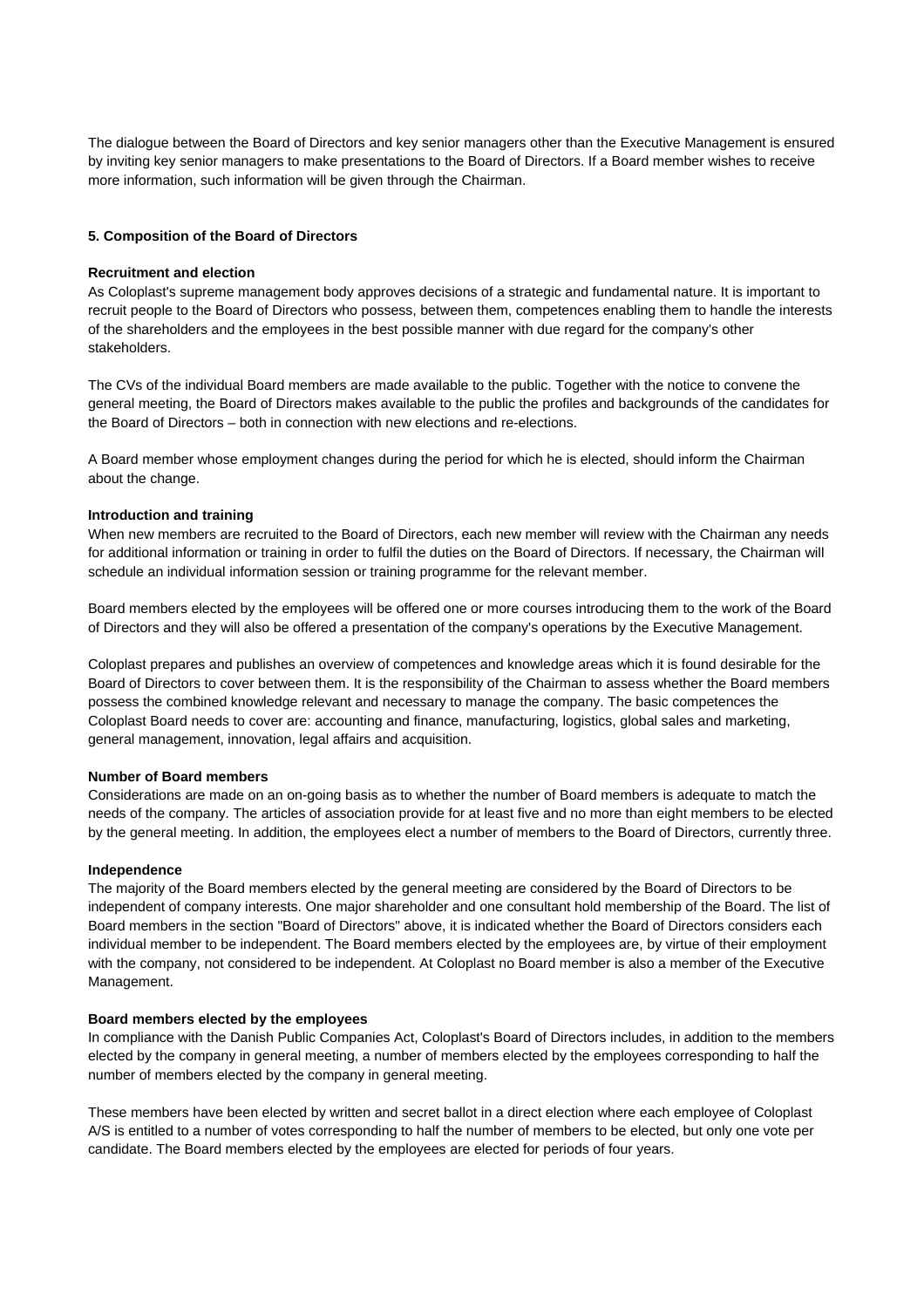The dialogue between the Board of Directors and key senior managers other than the Executive Management is ensured by inviting key senior managers to make presentations to the Board of Directors. If a Board member wishes to receive more information, such information will be given through the Chairman.

## 5. Composition of the Board of Directors

**Recruitment and election**

As Coloplast's supreme management body approves decisions of a strategic and fundamental nature. It is important to recruit people to the Board of Directors who possess, between them, competences enabling them to handle the interests of the shareholders and the employees in the best possible manner with due regard for the company's other stakeholders.

The CVs of the individual Board members are made available to the public. Together with the notice to convene the general meeting, the Board of Directors makes available to the public the profiles and backgrounds of the candidates for the Board of Directors – both in connection with new elections and re-elections.

A Board member whose employment changes during the period for which he is elected, should inform the Chairman about the change.

**Introduction and training**

When new members are recruited to the Board of Directors, each new member will review with the Chairman any needs for additional information or training in order to fulfil the duties on the Board of Directors. If necessary, the Chairman will schedule an individual information session or training programme for the relevant member.

Board members elected by the employees will be offered one or more courses introducing them to the work of the Board of Directors and they will also be offered a presentation of the company's operations by the Executive Management.

Coloplast prepares and publishes an overview of competences and knowledge areas which it is found desirable for the Board of Directors to cover between them. It is the responsibility of the Chairman to assess whether the Board members possess the combined knowledge relevant and necessary to manage the company. The basic competences the Coloplast Board needs to cover are: accounting and finance, manufacturing, logistics, global sales and marketing, general management, innovation, legal affairs and acquisition.

**Number of Board members**

Considerations are made on an on-going basis as to whether the number of Board members is adequate to match the needs of the company. The articles of association provide for at least five and no more than eight members to be elected by the general meeting. In addition, the employees elect a number of members to the Board of Directors, currently three.

**Independence**

The majority of the Board members elected by the general meeting are considered by the Board of Directors to be independent of company interests. One major shareholder and one consultant hold membership of the Board. The list of Board members in the section "Board of Directors" above, it is indicated whether the Board of Directors considers each individual member to be independent. The Board members elected by the employees are, by virtue of their employment with the company, not considered to be independent. At Coloplast no Board member is also a member of the Executive Management.

**Board members elected by the employees**

In compliance with the Danish Public Companies Act, Coloplast's Board of Directors includes, in addition to the members elected by the company in general meeting, a number of members elected by the employees corresponding to half the number of members elected by the company in general meeting.

These members have been elected by written and secret ballot in a direct election where each employee of Coloplast A/S is entitled to a number of votes corresponding to half the number of members to be elected, but only one vote per candidate. The Board members elected by the employees are elected for periods of four years.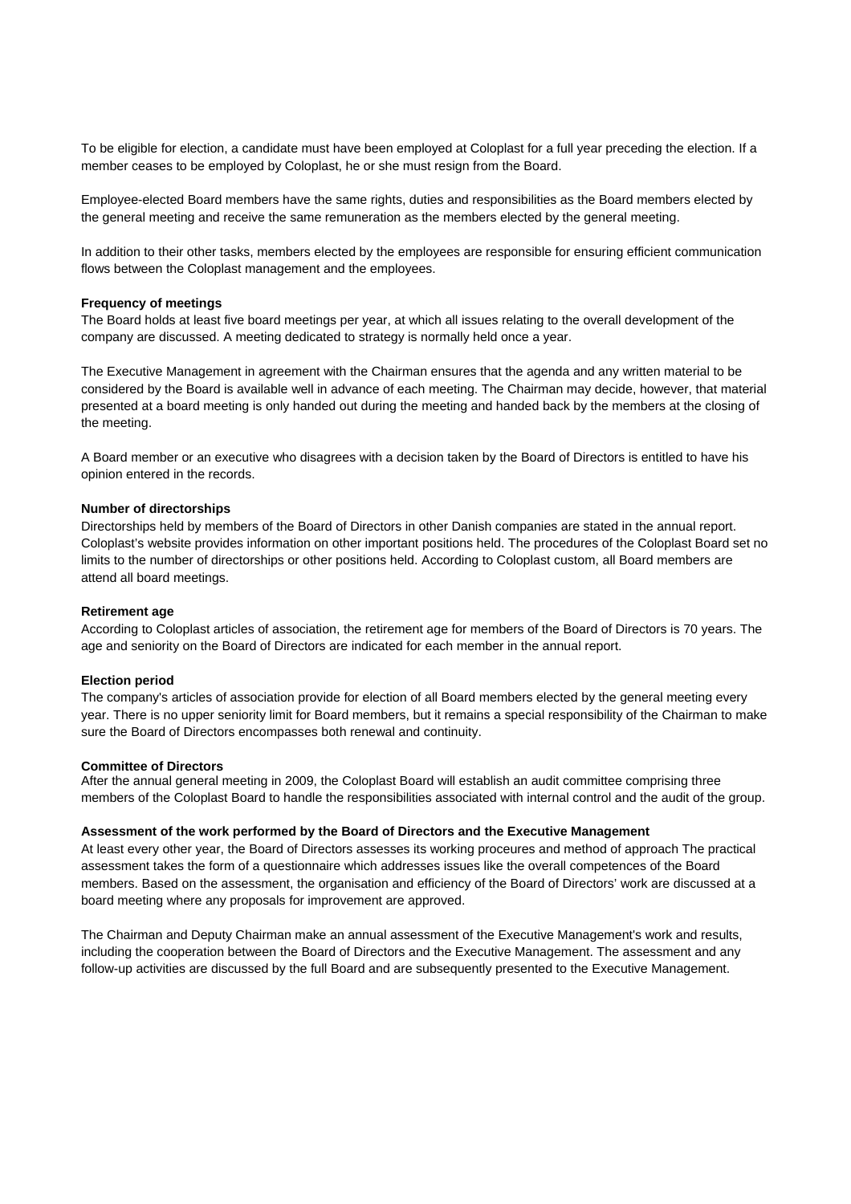To be eligible for election, a candidate must have been employed at Coloplast for a full year preceding the election. If a member ceases to be employed by Coloplast, he or she must resign from the Board.

Employee-elected Board members have the same rights, duties and responsibilities as the Board members elected by the general meeting and receive the same remuneration as the members elected by the general meeting.

In addition to their other tasks, members elected by the employees are responsible for ensuring efficient communication flows between the Coloplast management and the employees.

**Frequency of meetings**

The Board holds at least five board meetings per year, at which all issues relating to the overall development of the company are discussed. A meeting dedicated to strategy is normally held once a year.

The Executive Management in agreement with the Chairman ensures that the agenda and any written material to be considered by the Board is available well in advance of each meeting. The Chairman may decide, however, that material presented at a board meeting is only handed out during the meeting and handed back by the members at the closing of the meeting.

A Board member or an executive who disagrees with a decision taken by the Board of Directors is entitled to have his opinion entered in the records.

**Number of directorships**

Directorships held by members of the Board of Directors in other Danish companies are stated in the annual report. Coloplast's website provides information on other important positions held. The procedures of the Coloplast Board set no limits to the number of directorships or other positions held. According to Coloplast custom, all Board members are attend all board meetings.

**Retirement age**

According to Coloplast articles of association, the retirement age for members of the Board of Directors is 70 years. The age and seniority on the Board of Directors are indicated for each member in the annual report.

**Election period**

The company's articles of association provide for election of all Board members elected by the general meeting every year. There is no upper seniority limit for Board members, but it remains a special responsibility of the Chairman to make sure the Board of Directors encompasses both renewal and continuity.

**Committee of Directors**

After the annual general meeting in 2009, the Coloplast Board will establish an audit committee comprising three members of the Coloplast Board to handle the responsibilities associated with internal control and the audit of the group.

**Assessment of the work performed by the Board of Directors and the Executive Management**

At least every other year, the Board of Directors assesses its working proceures and method of approach The practical assessment takes the form of a questionnaire which addresses issues like the overall competences of the Board members. Based on the assessment, the organisation and efficiency of the Board of Directors' work are discussed at a board meeting where any proposals for improvement are approved.

The Chairman and Deputy Chairman make an annual assessment of the Executive Management's work and results, including the cooperation between the Board of Directors and the Executive Management. The assessment and any follow-up activities are discussed by the full Board and are subsequently presented to the Executive Management.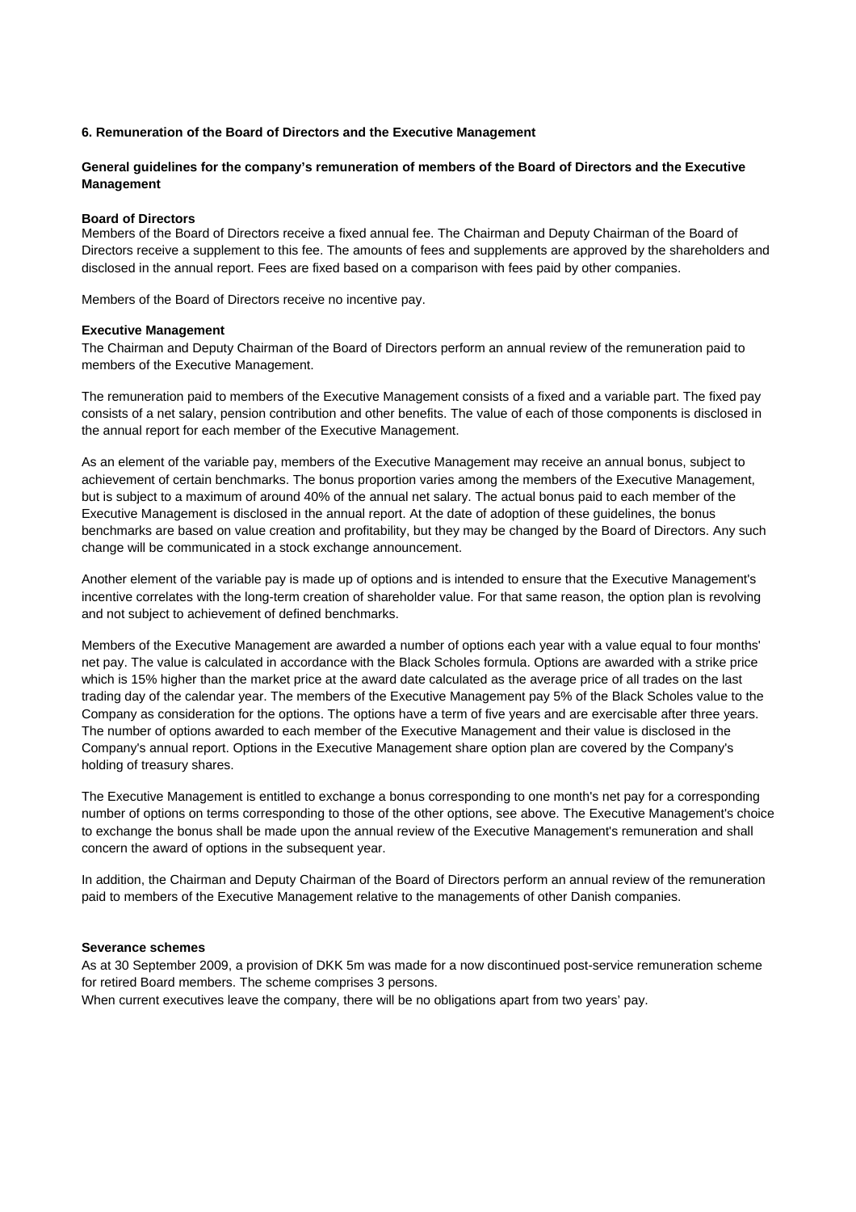## 6. Remuneration of the Board of Directors and the Executive Management

### General guidelines for the company's remuneration of members of the Board of Directors and the Executive Management

**Board of Directors**

Members of the Board of Directors receive a fixed annual fee. The Chairman and Deputy Chairman of the Board of Directors receive a supplement to this fee. The amounts of fees and supplements are approved by the shareholders and disclosed in the annual report. Fees are fixed based on a comparison with fees paid by other companies.

Members of the Board of Directors receive no incentive pay.

**Executive Management**

The Chairman and Deputy Chairman of the Board of Directors perform an annual review of the remuneration paid to members of the Executive Management.

The remuneration paid to members of the Executive Management consists of a fixed and a variable part. The fixed pay consists of a net salary, pension contribution and other benefits. The value of each of those components is disclosed in the annual report for each member of the Executive Management.

As an element of the variable pay, members of the Executive Management may receive an annual bonus, subject to achievement of certain benchmarks. The bonus proportion varies among the members of the Executive Management, but is subject to a maximum of around 40% of the annual net salary. The actual bonus paid to each member of the Executive Management is disclosed in the annual report. At the date of adoption of these guidelines, the bonus benchmarks are based on value creation and profitability, but they may be changed by the Board of Directors. Any such change will be communicated in a stock exchange announcement.

Another element of the variable pay is made up of options and is intended to ensure that the Executive Management's incentive correlates with the long-term creation of shareholder value. For that same reason, the option plan is revolving and not subject to achievement of defined benchmarks.

Members of the Executive Management are awarded a number of options each year with a value equal to four months' net pay. The value is calculated in accordance with the Black Scholes formula. Options are awarded with a strike price which is 15% higher than the market price at the award date calculated as the average price of all trades on the last trading day of the calendar year. The members of the Executive Management pay 5% of the Black Scholes value to the Company as consideration for the options. The options have a term of five years and are exercisable after three years. The number of options awarded to each member of the Executive Management and their value is disclosed in the Company's annual report. Options in the Executive Management share option plan are covered by the Company's holding of treasury shares.

The Executive Management is entitled to exchange a bonus corresponding to one month's net pay for a corresponding number of options on terms corresponding to those of the other options, see above. The Executive Management's choice to exchange the bonus shall be made upon the annual review of the Executive Management's remuneration and shall concern the award of options in the subsequent year.

In addition, the Chairman and Deputy Chairman of the Board of Directors perform an annual review of the remuneration paid to members of the Executive Management relative to the managements of other Danish companies.

**Severance schemes**

As at 30 September 2009, a provision of DKK 5m was made for a now discontinued post-service remuneration scheme for retired Board members. The scheme comprises 3 persons.

When current executives leave the company, there will be no obligations apart from two years' pay.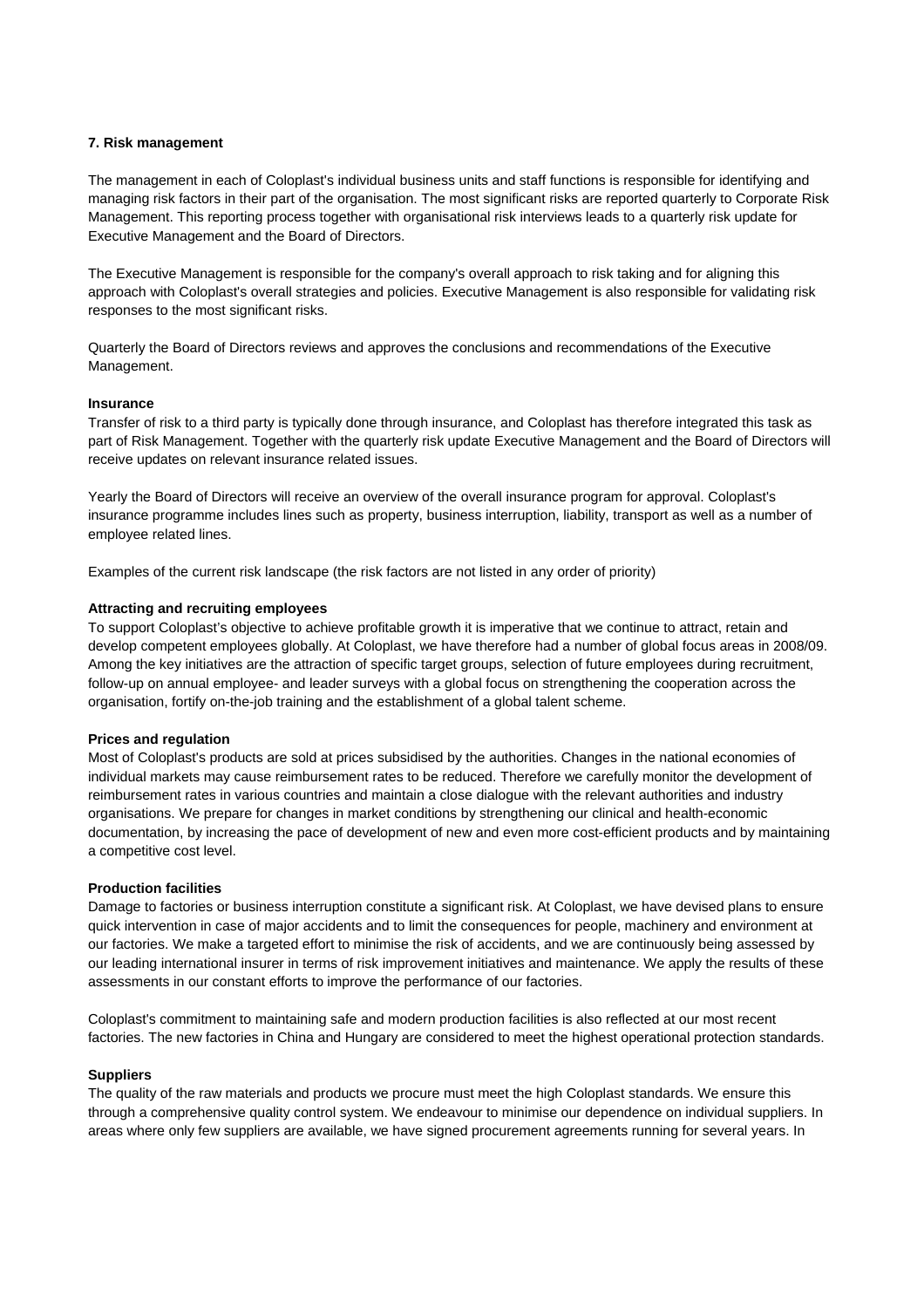**7. Risk management**

The management in each of Coloplast's individual business units and staff functions is responsible for identifying and managing risk factors in their part of the organisation. The most significant risks are reported quarterly to Corporate Risk Management. This reporting process together with organisational risk interviews leads to a quarterly risk update for Executive Management and the Board of Directors.

The Executive Management is responsible for the company's overall approach to risk taking and for aligning this approach with Coloplast's overall strategies and policies. Executive Management is also responsible for validating risk responses to the most significant risks.

Quarterly the Board of Directors reviews and approves the conclusions and recommendations of the Executive Management.

**Insurance**

Transfer of risk to a third party is typically done through insurance, and Coloplast has therefore integrated this task as part of Risk Management. Together with the quarterly risk update Executive Management and the Board of Directors will receive updates on relevant insurance related issues.

Yearly the Board of Directors will receive an overview of the overall insurance program for approval. Coloplast's insurance programme includes lines such as property, business interruption, liability, transport as well as a number of employee related lines.

Examples of the current risk landscape (the risk factors are not listed in any order of priority)

**Attracting and recruiting employees**

To support Coloplast's objective to achieve profitable growth it is imperative that we continue to attract, retain and develop competent employees globally. At Coloplast, we have therefore had a number of global focus areas in 2008/09. Among the key initiatives are the attraction of specific target groups, selection of future employees during recruitment, follow-up on annual employee- and leader surveys with a global focus on strengthening the cooperation across the organisation, fortify on-the-job training and the establishment of a global talent scheme.

**Prices and regulation**

Most of Coloplast's products are sold at prices subsidised by the authorities. Changes in the national economies of individual markets may cause reimbursement rates to be reduced. Therefore we carefully monitor the development of reimbursement rates in various countries and maintain a close dialogue with the relevant authorities and industry organisations. We prepare for changes in market conditions by strengthening our clinical and health-economic documentation, by increasing the pace of development of new and even more cost-efficient products and by maintaining a competitive cost level.

**Production facilities**

Damage to factories or business interruption constitute a significant risk. At Coloplast, we have devised plans to ensure quick intervention in case of major accidents and to limit the consequences for people, machinery and environment at our factories. We make a targeted effort to minimise the risk of accidents, and we are continuously being assessed by our leading international insurer in terms of risk improvement initiatives and maintenance. We apply the results of these assessments in our constant efforts to improve the performance of our factories.

Coloplast's commitment to maintaining safe and modern production facilities is also reflected at our most recent factories. The new factories in China and Hungary are considered to meet the highest operational protection standards.

**Suppliers**

The quality of the raw materials and products we procure must meet the high Coloplast standards. We ensure this through a comprehensive quality control system. We endeavour to minimise our dependence on individual suppliers. In areas where only few suppliers are available, we have signed procurement agreements running for several years. In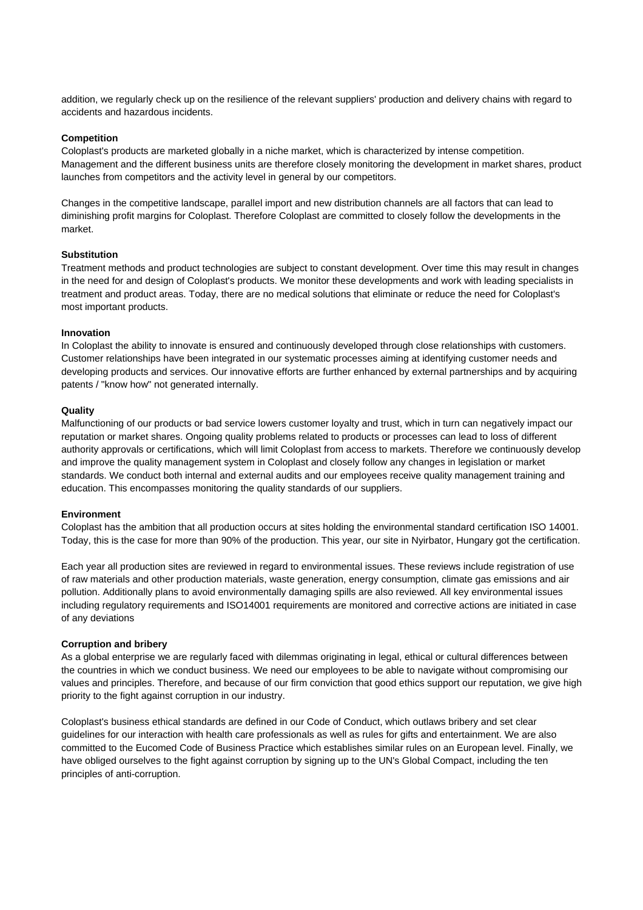addition, we regularly check up on the resilience of the relevant suppliers' production and delivery chains with regard to accidents and hazardous incidents.

**Competition**

Coloplast's products are marketed globally in a niche market, which is characterized by intense competition. Management and the different business units are therefore closely monitoring the development in market shares, product launches from competitors and the activity level in general by our competitors.

Changes in the competitive landscape, parallel import and new distribution channels are all factors that can lead to diminishing profit margins for Coloplast. Therefore Coloplast are committed to closely follow the developments in the market.

**Substitution**

Treatment methods and product technologies are subject to constant development. Over time this may result in changes in the need for and design of Coloplast's products. We monitor these developments and work with leading specialists in treatment and product areas. Today, there are no medical solutions that eliminate or reduce the need for Coloplast's most important products.

**Innovation**

In Coloplast the ability to innovate is ensured and continuously developed through close relationships with customers. Customer relationships have been integrated in our systematic processes aiming at identifying customer needs and developing products and services. Our innovative efforts are further enhanced by external partnerships and by acquiring patents / "know how" not generated internally.

**Quality**

Malfunctioning of our products or bad service lowers customer loyalty and trust, which in turn can negatively impact our reputation or market shares. Ongoing quality problems related to products or processes can lead to loss of different authority approvals or certifications, which will limit Coloplast from access to markets. Therefore we continuously develop and improve the quality management system in Coloplast and closely follow any changes in legislation or market standards. We conduct both internal and external audits and our employees receive quality management training and education. This encompasses monitoring the quality standards of our suppliers.

**Environment**

Coloplast has the ambition that all production occurs at sites holding the environmental standard certification ISO 14001. Today, this is the case for more than 90% of the production. This year, our site in Nyirbator, Hungary got the certification.

Each year all production sites are reviewed in regard to environmental issues. These reviews include registration of use of raw materials and other production materials, waste generation, energy consumption, climate gas emissions and air pollution. Additionally plans to avoid environmentally damaging spills are also reviewed. All key environmental issues including regulatory requirements and ISO14001 requirements are monitored and corrective actions are initiated in case of any deviations

**Corruption and bribery**

As a global enterprise we are regularly faced with dilemmas originating in legal, ethical or cultural differences between the countries in which we conduct business. We need our employees to be able to navigate without compromising our values and principles. Therefore, and because of our firm conviction that good ethics support our reputation, we give high priority to the fight against corruption in our industry.

Coloplast's business ethical standards are defined in our Code of Conduct, which outlaws bribery and set clear guidelines for our interaction with health care professionals as well as rules for gifts and entertainment. We are also committed to the Eucomed Code of Business Practice which establishes similar rules on an European level. Finally, we have obliged ourselves to the fight against corruption by signing up to the UN's Global Compact, including the ten principles of anti-corruption.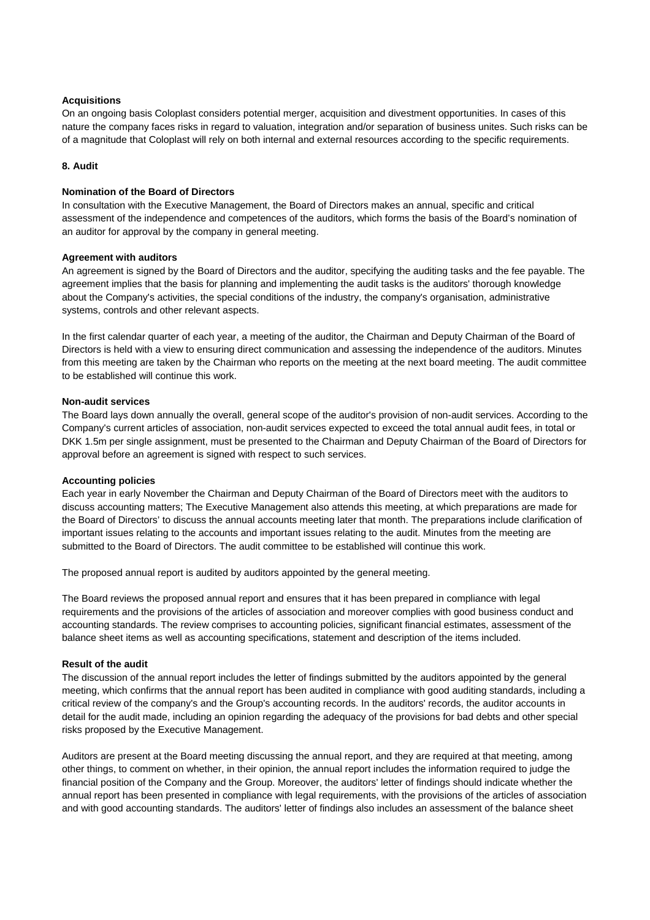**Acquisitions**

On an ongoing basis Coloplast considers potential merger, acquisition and divestment opportunities. In cases of this nature the company faces risks in regard to valuation, integration and/or separation of business unites. Such risks can be of a magnitude that Coloplast will rely on both internal and external resources according to the specific requirements.

**8. Audit**

**Nomination of the Board of Directors**

In consultation with the Executive Management, the Board of Directors makes an annual, specific and critical assessment of the independence and competences of the auditors, which forms the basis of the Board's nomination of an auditor for approval by the company in general meeting.

**Agreement with auditors**

An agreement is signed by the Board of Directors and the auditor, specifying the auditing tasks and the fee payable. The agreement implies that the basis for planning and implementing the audit tasks is the auditors' thorough knowledge about the Company's activities, the special conditions of the industry, the company's organisation, administrative systems, controls and other relevant aspects.

In the first calendar quarter of each year, a meeting of the auditor, the Chairman and Deputy Chairman of the Board of Directors is held with a view to ensuring direct communication and assessing the independence of the auditors. Minutes from this meeting are taken by the Chairman who reports on the meeting at the next board meeting. The audit committee to be established will continue this work.

**Non-audit services**

The Board lays down annually the overall, general scope of the auditor's provision of non-audit services. According to the Company's current articles of association, non-audit services expected to exceed the total annual audit fees, in total or DKK 1.5m per single assignment, must be presented to the Chairman and Deputy Chairman of the Board of Directors for approval before an agreement is signed with respect to such services.

**Accounting policies**

Each year in early November the Chairman and Deputy Chairman of the Board of Directors meet with the auditors to discuss accounting matters; The Executive Management also attends this meeting, at which preparations are made for the Board of Directors' to discuss the annual accounts meeting later that month. The preparations include clarification of important issues relating to the accounts and important issues relating to the audit. Minutes from the meeting are submitted to the Board of Directors. The audit committee to be established will continue this work.

The proposed annual report is audited by auditors appointed by the general meeting.

The Board reviews the proposed annual report and ensures that it has been prepared in compliance with legal requirements and the provisions of the articles of association and moreover complies with good business conduct and accounting standards. The review comprises to accounting policies, significant financial estimates, assessment of the balance sheet items as well as accounting specifications, statement and description of the items included.

**Result of the audit**

The discussion of the annual report includes the letter of findings submitted by the auditors appointed by the general meeting, which confirms that the annual report has been audited in compliance with good auditing standards, including a critical review of the company's and the Group's accounting records. In the auditors' records, the auditor accounts in detail for the audit made, including an opinion regarding the adequacy of the provisions for bad debts and other special risks proposed by the Executive Management.

Auditors are present at the Board meeting discussing the annual report, and they are required at that meeting, among other things, to comment on whether, in their opinion, the annual report includes the information required to judge the financial position of the Company and the Group. Moreover, the auditors' letter of findings should indicate whether the annual report has been presented in compliance with legal requirements, with the provisions of the articles of association and with good accounting standards. The auditors' letter of findings also includes an assessment of the balance sheet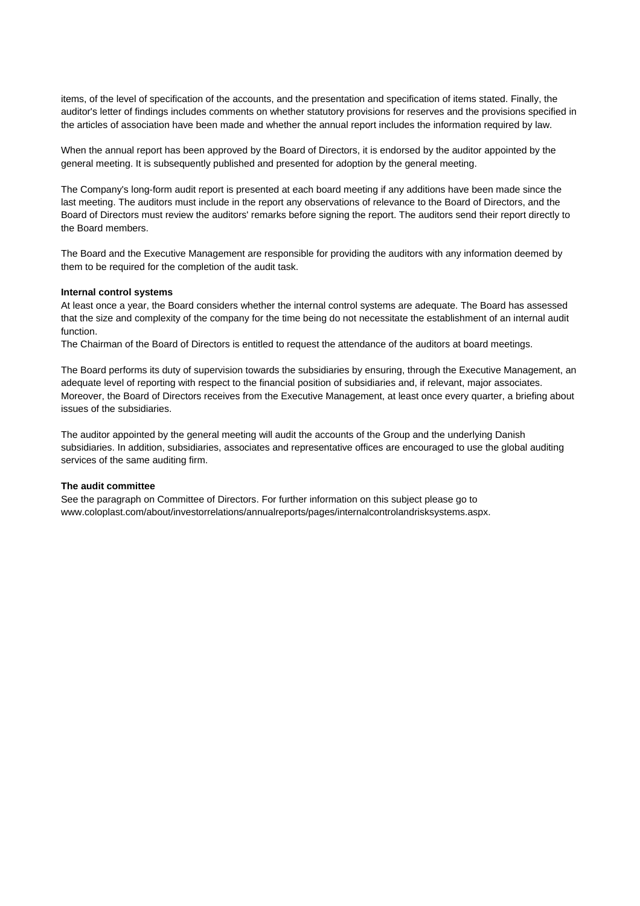items, of the level of specification of the accounts, and the presentation and specification of items stated. Finally, the auditor's letter of findings includes comments on whether statutory provisions for reserves and the provisions specified in the articles of association have been made and whether the annual report includes the information required by law.

When the annual report has been approved by the Board of Directors, it is endorsed by the auditor appointed by the general meeting. It is subsequently published and presented for adoption by the general meeting.

The Company's long-form audit report is presented at each board meeting if any additions have been made since the last meeting. The auditors must include in the report any observations of relevance to the Board of Directors, and the Board of Directors must review the auditors' remarks before signing the report. The auditors send their report directly to the Board members.

The Board and the Executive Management are responsible for providing the auditors with any information deemed by them to be required for the completion of the audit task.

**Internal control systems**

At least once a year, the Board considers whether the internal control systems are adequate. The Board has assessed that the size and complexity of the company for the time being do not necessitate the establishment of an internal audit function.

The Chairman of the Board of Directors is entitled to request the attendance of the auditors at board meetings.

The Board performs its duty of supervision towards the subsidiaries by ensuring, through the Executive Management, an adequate level of reporting with respect to the financial position of subsidiaries and, if relevant, major associates. Moreover, the Board of Directors receives from the Executive Management, at least once every quarter, a briefing about issues of the subsidiaries.

The auditor appointed by the general meeting will audit the accounts of the Group and the underlying Danish subsidiaries. In addition, subsidiaries, associates and representative offices are encouraged to use the global auditing services of the same auditing firm.

**The audit committee**

See the paragraph on Committee of Directors. For further information on this subject please go to www.coloplast.com/about/investorrelations/annualreports/pages/internalcontrolandrisksystems.aspx.